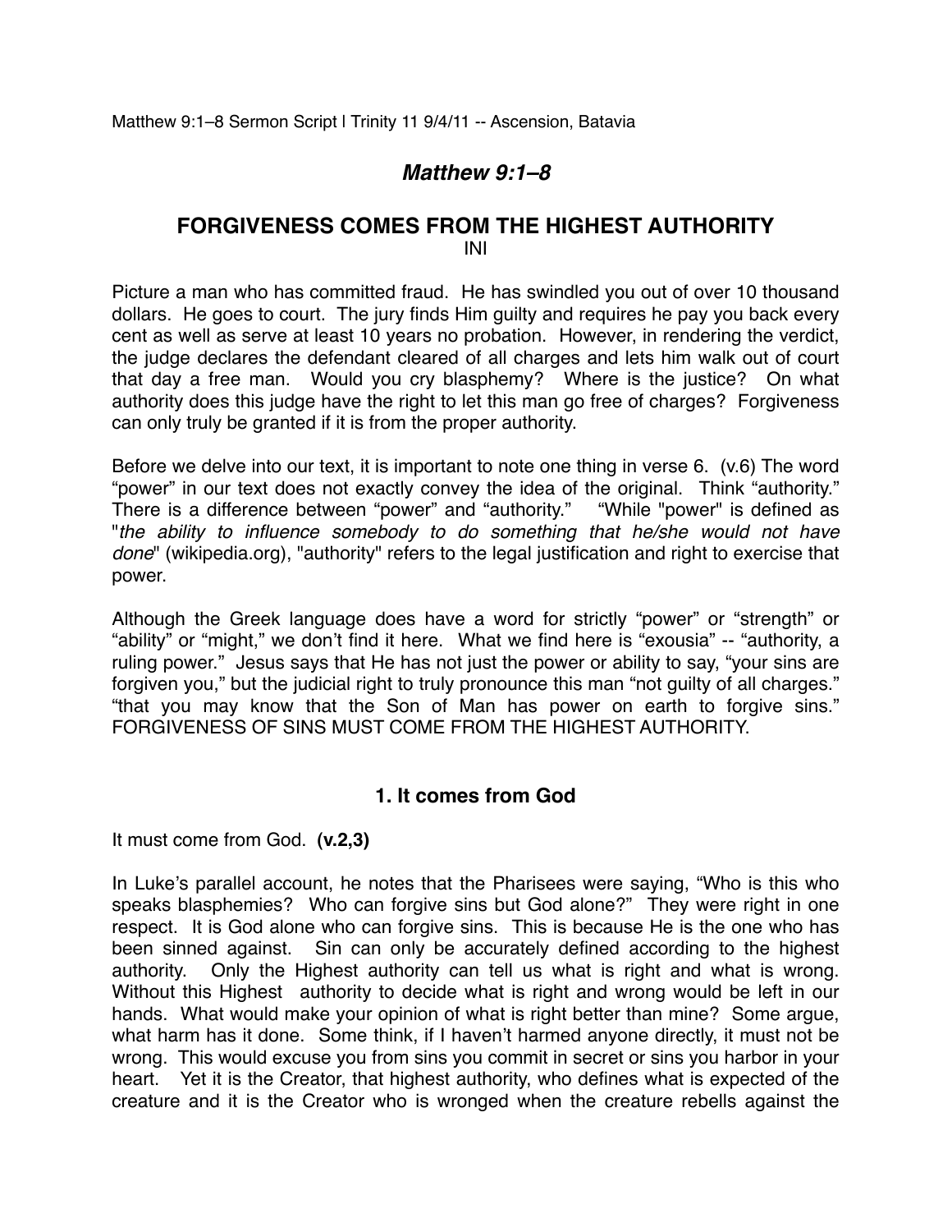Matthew 9:1–8 Sermon Script | Trinity 11 9/4/11 -- Ascension, Batavia

# *Matthew 9:1–8*

## FORGIVENESS COMES FROM THE HIGHEST AUTHORITY

INI

Picture a man who has committed fraud. He has swindled you out of over 10 thousand dollars. He goes to court. The jury finds Him guilty and requires he pay you back every cent as well as serve at least 10 years no probation. However, in rendering the verdict, the judge declares the defendant cleared of all charges and lets him walk out of court that day a free man. Would you cry blasphemy? Where is the justice? On what authority does this judge have the right to let this man go free of charges? Forgiveness can only truly be granted if it is from the proper authority.

Before we delve into our text, it is important to note one thing in verse 6. (v.6) The word "power" in our text does not exactly convey the idea of the original. Think "authority." There is a difference between "power" and "authority." "While "power" is defined as "*the ability to influence somebody to do something that he/she would not have done*" (wikipedia.org), "authority" refers to the legal justification and right to exercise that power.

Although the Greek language does have a word for strictly "power" or "strength" or "ability" or "might," we don't find it here. What we find here is "exousia" -- "authority, a ruling power." Jesus says that He has not just the power or ability to say, "your sins are forgiven you," but the judicial right to truly pronounce this man "not guilty of all charges." "that you may know that the Son of Man has power on earth to forgive sins." FORGIVENESS OF SINS MUST COME FROM THE HIGHEST AUTHORITY.

### 1. It comes from God

It must come from God. **(v.2,3)**

In Luke's parallel account, he notes that the Pharisees were saying, "Who is this who speaks blasphemies? Who can forgive sins but God alone?" They were right in one respect. It is God alone who can forgive sins. This is because He is the one who has been sinned against. Sin can only be accurately defined according to the highest authority. Only the Highest authority can tell us what is right and what is wrong. Without this Highest authority to decide what is right and wrong would be left in our hands. What would make your opinion of what is right better than mine? Some argue, what harm has it done. Some think, if I haven't harmed anyone directly, it must not be wrong. This would excuse you from sins you commit in secret or sins you harbor in your heart. Yet it is the Creator, that highest authority, who defines what is expected of the creature and it is the Creator who is wronged when the creature rebells against the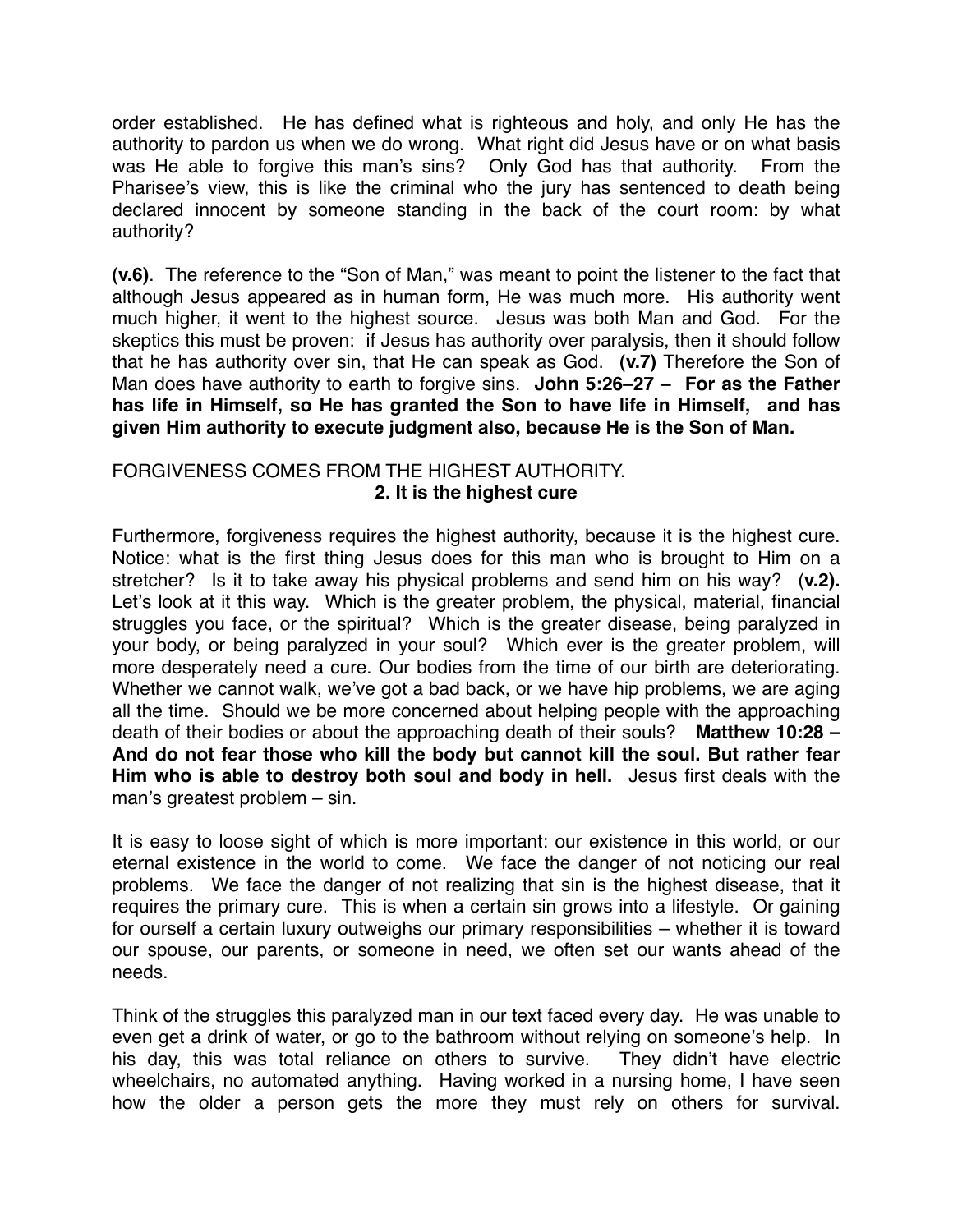order established. He has defined what is righteous and holy, and only He has the authority to pardon us when we do wrong. What right did Jesus have or on what basis was He able to forgive this man's sins? Only God has that authority. From the Pharisee's view, this is like the criminal who the jury has sentenced to death being declared innocent by someone standing in the back of the court room: by what authority?

**(v.6)**. The reference to the "Son of Man," was meant to point the listener to the fact that although Jesus appeared as in human form, He was much more. His authority went much higher, it went to the highest source. Jesus was both Man and God. For the skeptics this must be proven: if Jesus has authority over paralysis, then it should follow that he has authority over sin, that He can speak as God. **(v.7)** Therefore the Son of Man does have authority to earth to forgive sins. **John 5:26–27 – For as the Father has life in Himself, so He has granted the Son to have life in Himself, and has given Him authority to execute judgment also, because He is the Son of Man.**

FORGIVENESS COMES FROM THE HIGHEST AUTHORITY.

**2. It is the highest cure**

Furthermore, forgiveness requires the highest authority, because it is the highest cure. Notice: what is the first thing Jesus does for this man who is brought to Him on a stretcher? Is it to take away his physical problems and send him on his way? (**v.2).** Let's look at it this way. Which is the greater problem, the physical, material, financial struggles you face, or the spiritual? Which is the greater disease, being paralyzed in your body, or being paralyzed in your soul? Which ever is the greater problem, will more desperately need a cure. Our bodies from the time of our birth are deteriorating. Whether we cannot walk, we've got a bad back, or we have hip problems, we are aging all the time. Should we be more concerned about helping people with the approaching death of their bodies or about the approaching death of their souls? **Matthew 10:28 – And do not fear those who kill the body but cannot kill the soul. But rather fear Him who is able to destroy both soul and body in hell.** Jesus first deals with the man's greatest problem – sin.

It is easy to loose sight of which is more important: our existence in this world, or our eternal existence in the world to come. We face the danger of not noticing our real problems. We face the danger of not realizing that sin is the highest disease, that it requires the primary cure. This is when a certain sin grows into a lifestyle. Or gaining for ourself a certain luxury outweighs our primary responsibilities – whether it is toward our spouse, our parents, or someone in need, we often set our wants ahead of the needs.

Think of the struggles this paralyzed man in our text faced every day. He was unable to even get a drink of water, or go to the bathroom without relying on someone's help. In his day, this was total reliance on others to survive. They didn't have electric wheelchairs, no automated anything. Having worked in a nursing home, I have seen how the older a person gets the more they must rely on others for survival.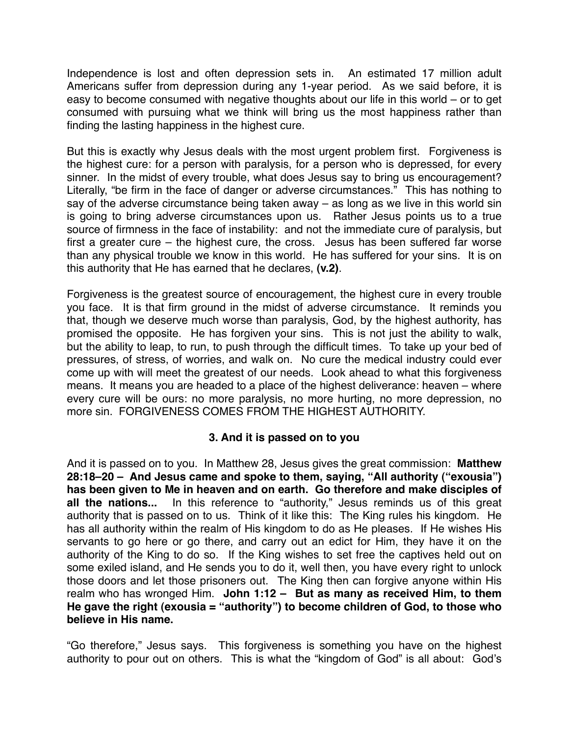Independence is lost and often depression sets in. An estimated 17 million adult Americans suffer from depression during any 1-year period. As we said before, it is easy to become consumed with negative thoughts about our life in this world – or to get consumed with pursuing what we think will bring us the most happiness rather than finding the lasting happiness in the highest cure.

But this is exactly why Jesus deals with the most urgent problem first. Forgiveness is the highest cure: for a person with paralysis, for a person who is depressed, for every sinner. In the midst of every trouble, what does Jesus say to bring us encouragement? Literally, "be firm in the face of danger or adverse circumstances." This has nothing to say of the adverse circumstance being taken away – as long as we live in this world sin is going to bring adverse circumstances upon us. Rather Jesus points us to a true source of firmness in the face of instability: and not the immediate cure of paralysis, but first a greater cure – the highest cure, the cross. Jesus has been suffered far worse than any physical trouble we know in this world. He has suffered for your sins. It is on this authority that He has earned that he declares, **(v.2)**.

Forgiveness is the greatest source of encouragement, the highest cure in every trouble you face. It is that firm ground in the midst of adverse circumstance. It reminds you that, though we deserve much worse than paralysis, God, by the highest authority, has promised the opposite. He has forgiven your sins. This is not just the ability to walk, but the ability to leap, to run, to push through the difficult times. To take up your bed of pressures, of stress, of worries, and walk on. No cure the medical industry could ever come up with will meet the greatest of our needs. Look ahead to what this forgiveness means. It means you are headed to a place of the highest deliverance: heaven – where every cure will be ours: no more paralysis, no more hurting, no more depression, no more sin. FORGIVENESS COMES FROM THE HIGHEST AUTHORITY.

### 3. And it is passed on to you

And it is passed on to you. In Matthew 28, Jesus gives the great commission: **Matthew 28:18–20 – And Jesus came and spoke to them, saying, "All authority ("exousia") has been given to Me in heaven and on earth. Go therefore and make disciples of all the nations...** In this reference to "authority," Jesus reminds us of this great authority that is passed on to us. Think of it like this: The King rules his kingdom. He has all authority within the realm of His kingdom to do as He pleases. If He wishes His servants to go here or go there, and carry out an edict for Him, they have it on the authority of the King to do so. If the King wishes to set free the captives held out on some exiled island, and He sends you to do it, well then, you have every right to unlock those doors and let those prisoners out. The King then can forgive anyone within His realm who has wronged Him. **John 1:12 – But as many as received Him, to them He gave the right (exousia = "authority") to become children of God, to those who believe in His name.**

"Go therefore," Jesus says. This forgiveness is something you have on the highest authority to pour out on others. This is what the "kingdom of God" is all about: God's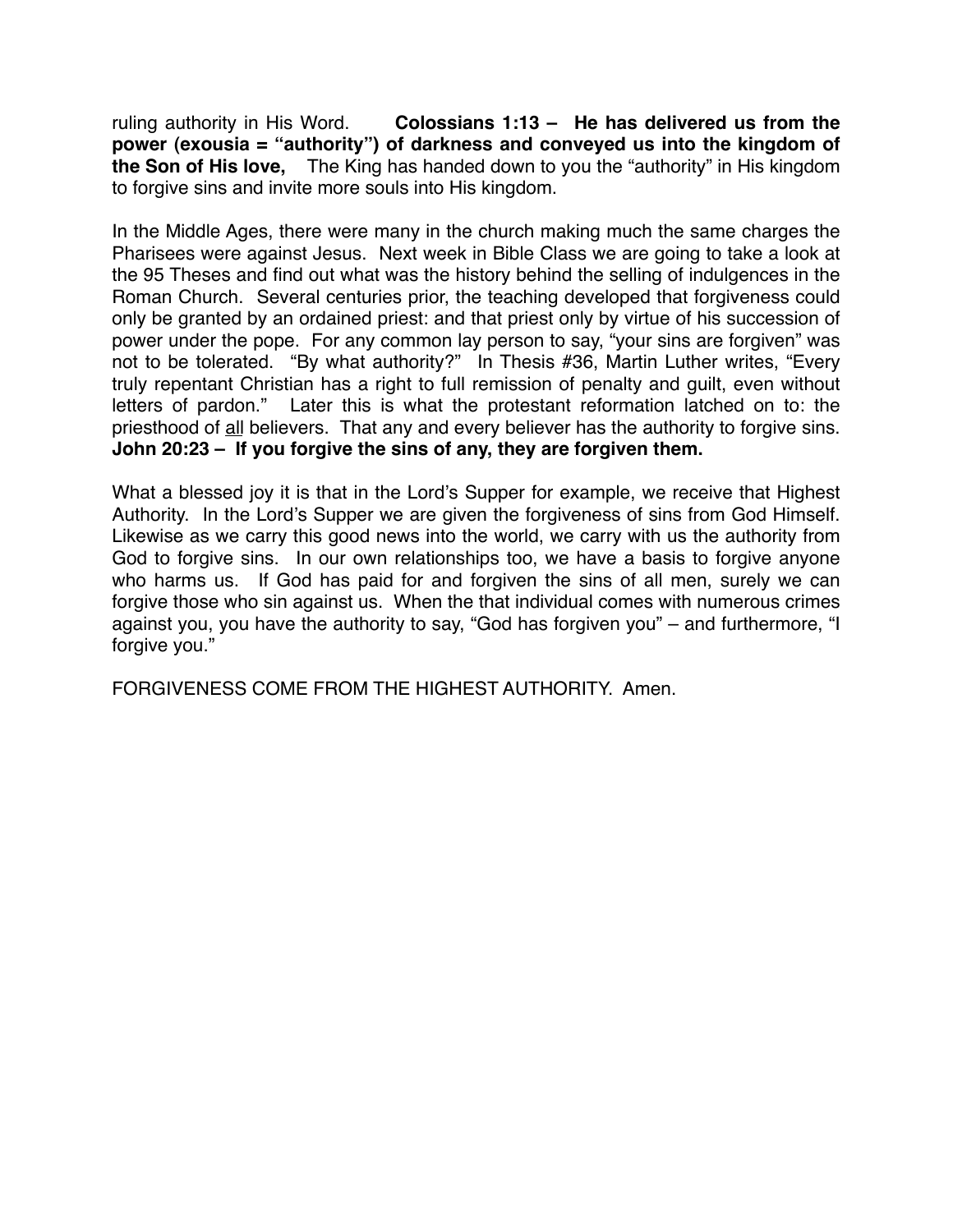ruling authority in His Word. **Colossians 1:13 – He has delivered us from the power (exousia = "authority") of darkness and conveyed us into the kingdom of the Son of His love,** The King has handed down to you the "authority" in His kingdom to forgive sins and invite more souls into His kingdom.

In the Middle Ages, there were many in the church making much the same charges the Pharisees were against Jesus. Next week in Bible Class we are going to take a look at the 95 Theses and find out what was the history behind the selling of indulgences in the Roman Church. Several centuries prior, the teaching developed that forgiveness could only be granted by an ordained priest: and that priest only by virtue of his succession of power under the pope. For any common lay person to say, "your sins are forgiven" was not to be tolerated. "By what authority?" In Thesis #36, Martin Luther writes, "Every truly repentant Christian has a right to full remission of penalty and guilt, even without letters of pardon." Later this is what the protestant reformation latched on to: the priesthood of <u>all</u> believers. That any and every believer has the authority to forgive sins. **John 20:23 – If you forgive the sins of any, they are forgiven them.**

What a blessed joy it is that in the Lord's Supper for example, we receive that Highest Authority. In the Lord's Supper we are given the forgiveness of sins from God Himself. Likewise as we carry this good news into the world, we carry with us the authority from God to forgive sins. In our own relationships too, we have a basis to forgive anyone who harms us. If God has paid for and forgiven the sins of all men, surely we can forgive those who sin against us. When the that individual comes with numerous crimes against you, you have the authority to say, "God has forgiven you" – and furthermore, "I forgive you."

FORGIVENESS COME FROM THE HIGHEST AUTHORITY. Amen.